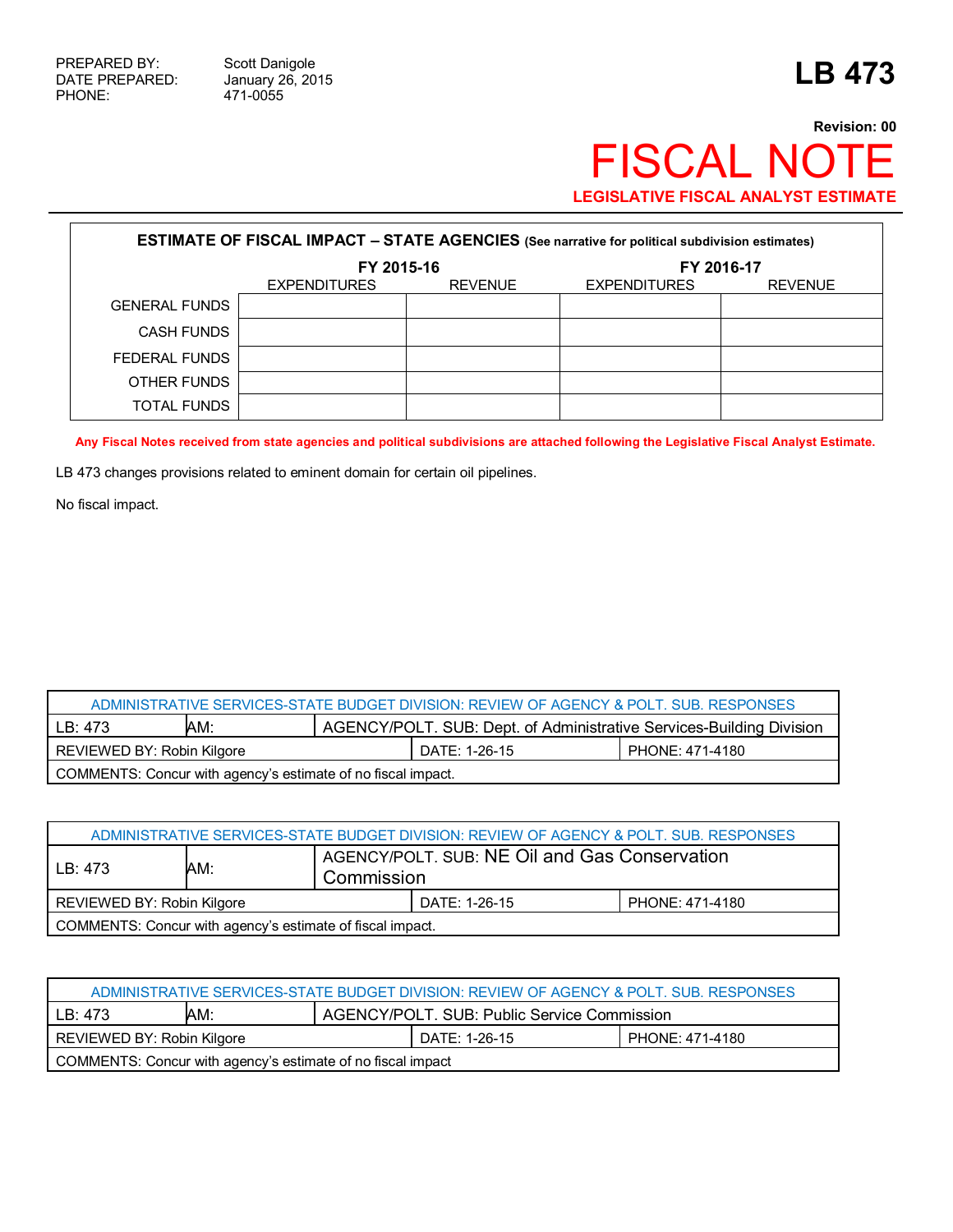PREPARED BY: Scott Danigole
DATE PREPARED: January 26, 2015
PHONE: 471-0055

# LB 473

**Revision: 00**

# FISCAL NOTE

**LEGISLATIVE FISCAL ANALYST ESTIMATE**

| ESTIMATE OF FISCAL IMPACT – STATE AGENCIES (See narrative for political subdivision estimates) | | | | |
|---|---|---|---|---|
| | FY 2015-16 | | FY 2016-17 | |
| | EXPENDITURES | REVENUE | EXPENDITURES | REVENUE |
| GENERAL FUNDS | | | | |
| CASH FUNDS | | | | |
| FEDERAL FUNDS | | | | |
| OTHER FUNDS | | | | |
| TOTAL FUNDS | | | | |

**Any Fiscal Notes received from state agencies and political subdivisions are attached following the Legislative Fiscal Analyst Estimate.**

LB 473 changes provisions related to eminent domain for certain oil pipelines.

No fiscal impact.

| ADMINISTRATIVE SERVICES-STATE BUDGET DIVISION: REVIEW OF AGENCY & POLT. SUB. RESPONSES | | | |
|---|---|---|---|
| LB: 473 | AM: | AGENCY/POLT. SUB: Dept. of Administrative Services-Building Division | |
| REVIEWED BY: Robin Kilgore | | DATE: 1-26-15 | PHONE: 471-4180 |
| COMMENTS: Concur with agency's estimate of no fiscal impact. | | | |

| ADMINISTRATIVE SERVICES-STATE BUDGET DIVISION: REVIEW OF AGENCY & POLT. SUB. RESPONSES | | | |
|---|---|---|---|
| LB: 473 | AM: | AGENCY/POLT. SUB: NE Oil and Gas Conservation Commission | |
| REVIEWED BY: Robin Kilgore | | DATE: 1-26-15 | PHONE: 471-4180 |
| COMMENTS: Concur with agency's estimate of fiscal impact. | | | |

| ADMINISTRATIVE SERVICES-STATE BUDGET DIVISION: REVIEW OF AGENCY & POLT. SUB. RESPONSES | | | |
|---|---|---|---|
| LB: 473 | AM: | AGENCY/POLT. SUB: Public Service Commission | |
| REVIEWED BY: Robin Kilgore | | DATE: 1-26-15 | PHONE: 471-4180 |
| COMMENTS: Concur with agency's estimate of no fiscal impact | | | |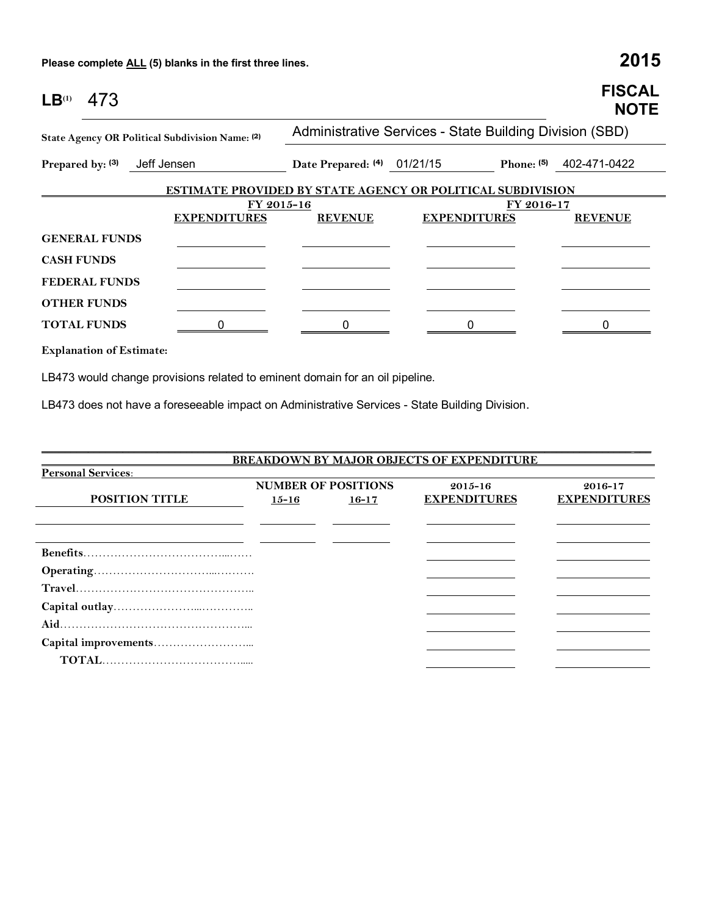Please complete **ALL** (5) blanks in the first three lines.

# 2015 FISCAL NOTE

**LB**(1) 473

**State Agency OR Political Subdivision Name:** (2) Administrative Services - State Building Division (SBD)

**Prepared by:** (3) Jeff Jensen **Date Prepared:** (4) 01/21/15 **Phone:** (5) 402-471-0422

**ESTIMATE PROVIDED BY STATE AGENCY OR POLITICAL SUBDIVISION**

| | FY 2015-16 | | FY 2016-17 | |
|---|---|---|---|---|
| | **EXPENDITURES** | **REVENUE** | **EXPENDITURES** | **REVENUE** |
| **GENERAL FUNDS** | | | | |
| **CASH FUNDS** | | | | |
| **FEDERAL FUNDS** | | | | |
| **OTHER FUNDS** | | | | |
| **TOTAL FUNDS** | 0 | 0 | 0 | 0 |

**Explanation of Estimate:**

LB473 would change provisions related to eminent domain for an oil pipeline.

LB473 does not have a foreseeable impact on Administrative Services - State Building Division.

**BREAKDOWN BY MAJOR OBJECTS OF EXPENDITURE**

**Personal Services:**

| POSITION TITLE | NUMBER OF POSITIONS 15-16 | NUMBER OF POSITIONS 16-17 | 2015-16 EXPENDITURES | 2016-17 EXPENDITURES |
|---|---|---|---|---|
| | | | | |
| | | | | |
| **Benefits** | | | | |
| **Operating** | | | | |
| **Travel** | | | | |
| **Capital outlay** | | | | |
| **Aid** | | | | |
| **Capital improvements** | | | | |
| **TOTAL** | | | | |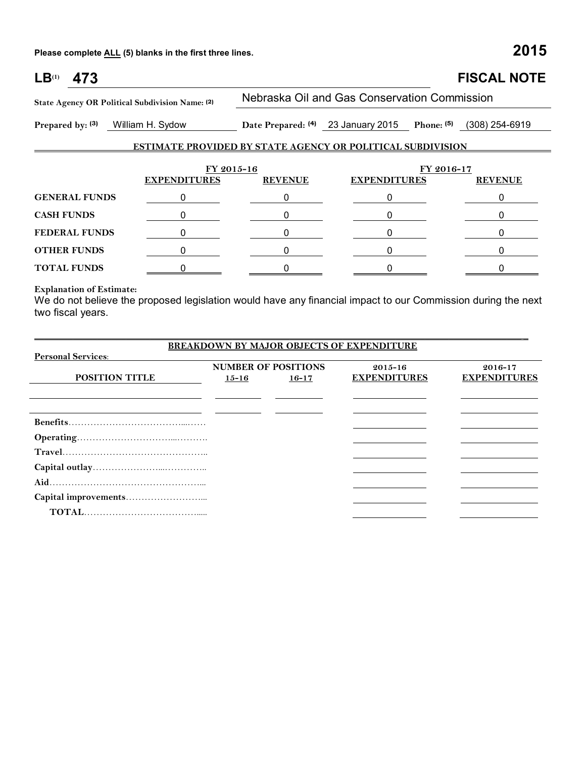**Please complete ALL (5) blanks in the first three lines.** **2015**

# LB(1) 473 FISCAL NOTE

**State Agency OR Political Subdivision Name: (2)** Nebraska Oil and Gas Conservation Commission

**Prepared by: (3)** William H. Sydow **Date Prepared: (4)** 23 January 2015 **Phone: (5)** (308) 254-6919

## ESTIMATE PROVIDED BY STATE AGENCY OR POLITICAL SUBDIVISION

| | FY 2015-16 | | FY 2016-17 | |
|---|---|---|---|---|
| | **EXPENDITURES** | **REVENUE** | **EXPENDITURES** | **REVENUE** |
| **GENERAL FUNDS** | 0 | 0 | 0 | 0 |
| **CASH FUNDS** | 0 | 0 | 0 | 0 |
| **FEDERAL FUNDS** | 0 | 0 | 0 | 0 |
| **OTHER FUNDS** | 0 | 0 | 0 | 0 |
| **TOTAL FUNDS** | 0 | 0 | 0 | 0 |

**Explanation of Estimate:**

We do not believe the proposed legislation would have any financial impact to our Commission during the next two fiscal years.

## BREAKDOWN BY MAJOR OBJECTS OF EXPENDITURE

**Personal Services:**

| POSITION TITLE | NUMBER OF POSITIONS 15-16 | 16-17 | 2015-16 EXPENDITURES | 2016-17 EXPENDITURES |
|---|---|---|---|---|
| | | | | |
| | | | | |
| **Benefits** | | | | |
| **Operating** | | | | |
| **Travel** | | | | |
| **Capital outlay** | | | | |
| **Aid** | | | | |
| **Capital improvements** | | | | |
| **TOTAL** | | | | |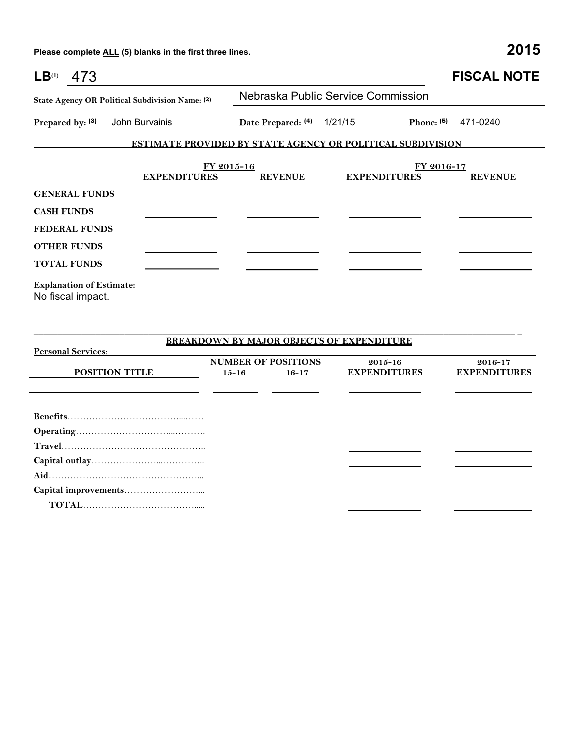Please complete ALL (5) blanks in the first three lines. **2015**

**LB**(1) 473 **FISCAL NOTE**

**State Agency OR Political Subdivision Name: (2)** Nebraska Public Service Commission

**Prepared by: (3)** John Burvainis **Date Prepared: (4)** 1/21/15 **Phone: (5)** 471-0240

## ESTIMATE PROVIDED BY STATE AGENCY OR POLITICAL SUBDIVISION

| | FY 2015-16 | | FY 2016-17 | |
|---|---|---|---|---|
| | **EXPENDITURES** | **REVENUE** | **EXPENDITURES** | **REVENUE** |
| **GENERAL FUNDS** | | | | |
| **CASH FUNDS** | | | | |
| **FEDERAL FUNDS** | | | | |
| **OTHER FUNDS** | | | | |
| **TOTAL FUNDS** | | | | |

**Explanation of Estimate:**
No fiscal impact.

## BREAKDOWN BY MAJOR OBJECTS OF EXPENDITURE

**Personal Services:**

| POSITION TITLE | NUMBER OF POSITIONS 15-16 | NUMBER OF POSITIONS 16-17 | 2015-16 EXPENDITURES | 2016-17 EXPENDITURES |
|---|---|---|---|---|
| | | | | |
| | | | | |
| **Benefits** | | | | |
| **Operating** | | | | |
| **Travel** | | | | |
| **Capital outlay** | | | | |
| **Aid** | | | | |
| **Capital improvements** | | | | |
| **TOTAL** | | | | |